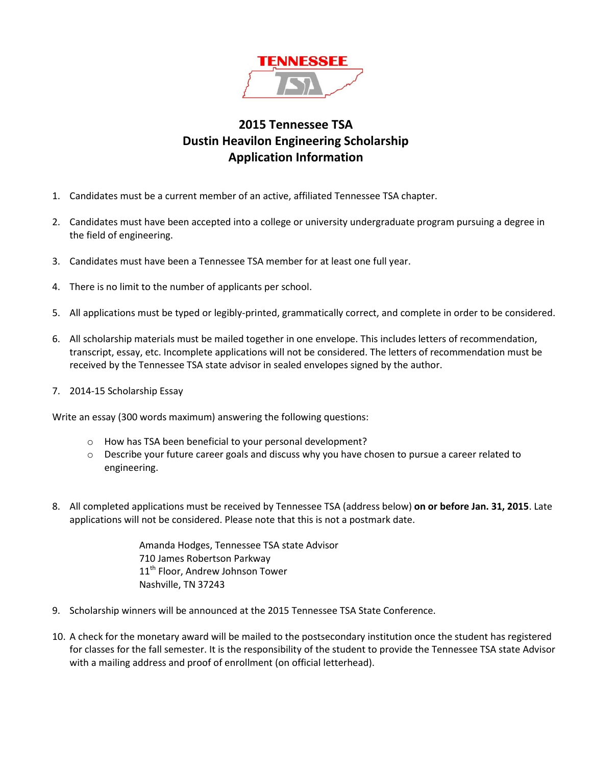# 2015 Tennessee TSA Dustin Heavilon Engineering Scholarship Application Information

1. Candidates must be a current member of an active, affiliated Tennessee TSA chapter.

2. Candidates must have been accepted into a college or university undergraduate program pursuing a degree in the field of engineering.

3. Candidates must have been a Tennessee TSA member for at least one full year.

4. There is no limit to the number of applicants per school.

5. All applications must be typed or legibly-printed, grammatically correct, and complete in order to be considered.

6. All scholarship materials must be mailed together in one envelope. This includes letters of recommendation, transcript, essay, etc. Incomplete applications will not be considered. The letters of recommendation must be received by the Tennessee TSA state advisor in sealed envelopes signed by the author.

7. 2014-15 Scholarship Essay

Write an essay (300 words maximum) answering the following questions:

- How has TSA been beneficial to your personal development?
- Describe your future career goals and discuss why you have chosen to pursue a career related to engineering.

8. All completed applications must be received by Tennessee TSA (address below) **on or before Jan. 31, 2015**. Late applications will not be considered. Please note that this is not a postmark date.

   Amanda Hodges, Tennessee TSA state Advisor
   710 James Robertson Parkway
   11th Floor, Andrew Johnson Tower
   Nashville, TN 37243

9. Scholarship winners will be announced at the 2015 Tennessee TSA State Conference.

10. A check for the monetary award will be mailed to the postsecondary institution once the student has registered for classes for the fall semester. It is the responsibility of the student to provide the Tennessee TSA state Advisor with a mailing address and proof of enrollment (on official letterhead).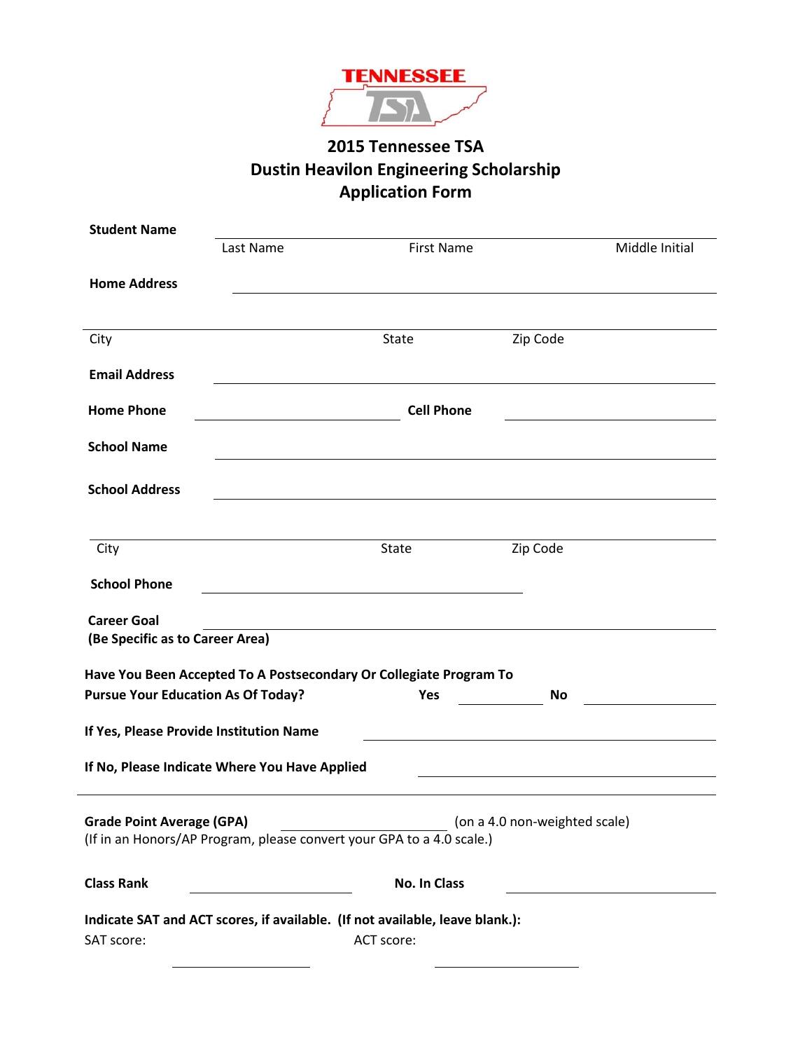TENNESSEE TSA

# 2015 Tennessee TSA Dustin Heavilon Engineering Scholarship Application Form

**Student Name** ______________________________________________

Last Name First Name Middle Initial

**Home Address** ______________________________________________

______________________________________________

City State Zip Code

**Email Address** ______________________________________________

**Home Phone** ____________________ **Cell Phone** ____________________

**School Name** ______________________________________________

**School Address** ______________________________________________

______________________________________________

City State Zip Code

**School Phone** ______________________________

**Career Goal** ______________________________________________
**(Be Specific as to Career Area)**

**Have You Been Accepted To A Postsecondary Or Collegiate Program To Pursue Your Education As Of Today?** **Yes** __________ **No** __________

**If Yes, Please Provide Institution Name** ______________________________

**If No, Please Indicate Where You Have Applied** ______________________________

---

**Grade Point Average (GPA)** ____________________ (on a 4.0 non-weighted scale)
(If in an Honors/AP Program, please convert your GPA to a 4.0 scale.)

**Class Rank** ____________________ **No. In Class** ____________________

**Indicate SAT and ACT scores, if available. (If not available, leave blank.):**

SAT score: ____________________ ACT score: ____________________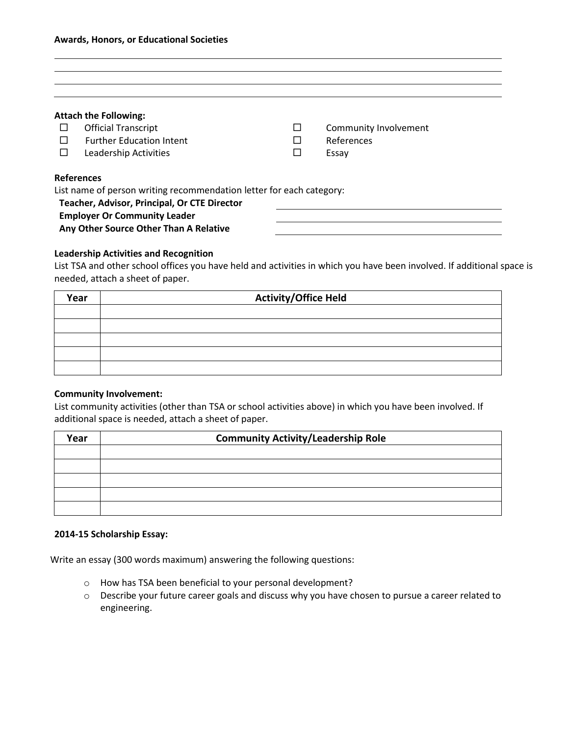**Awards, Honors, or Educational Societies**

**Attach the Following:**

- ☐ Official Transcript
- ☐ Further Education Intent
- ☐ Leadership Activities
- ☐ Community Involvement
- ☐ References
- ☐ Essay

**References**

List name of person writing recommendation letter for each category:

**Teacher, Advisor, Principal, Or CTE Director** ______________________

**Employer Or Community Leader** ______________________

**Any Other Source Other Than A Relative** ______________________

**Leadership Activities and Recognition**

List TSA and other school offices you have held and activities in which you have been involved. If additional space is needed, attach a sheet of paper.

| Year | Activity/Office Held |
|---|---|
| | |
| | |
| | |
| | |
| | |

**Community Involvement:**

List community activities (other than TSA or school activities above) in which you have been involved. If additional space is needed, attach a sheet of paper.

| Year | Community Activity/Leadership Role |
|---|---|
| | |
| | |
| | |
| | |
| | |

**2014-15 Scholarship Essay:**

Write an essay (300 words maximum) answering the following questions:

- How has TSA been beneficial to your personal development?
- Describe your future career goals and discuss why you have chosen to pursue a career related to engineering.